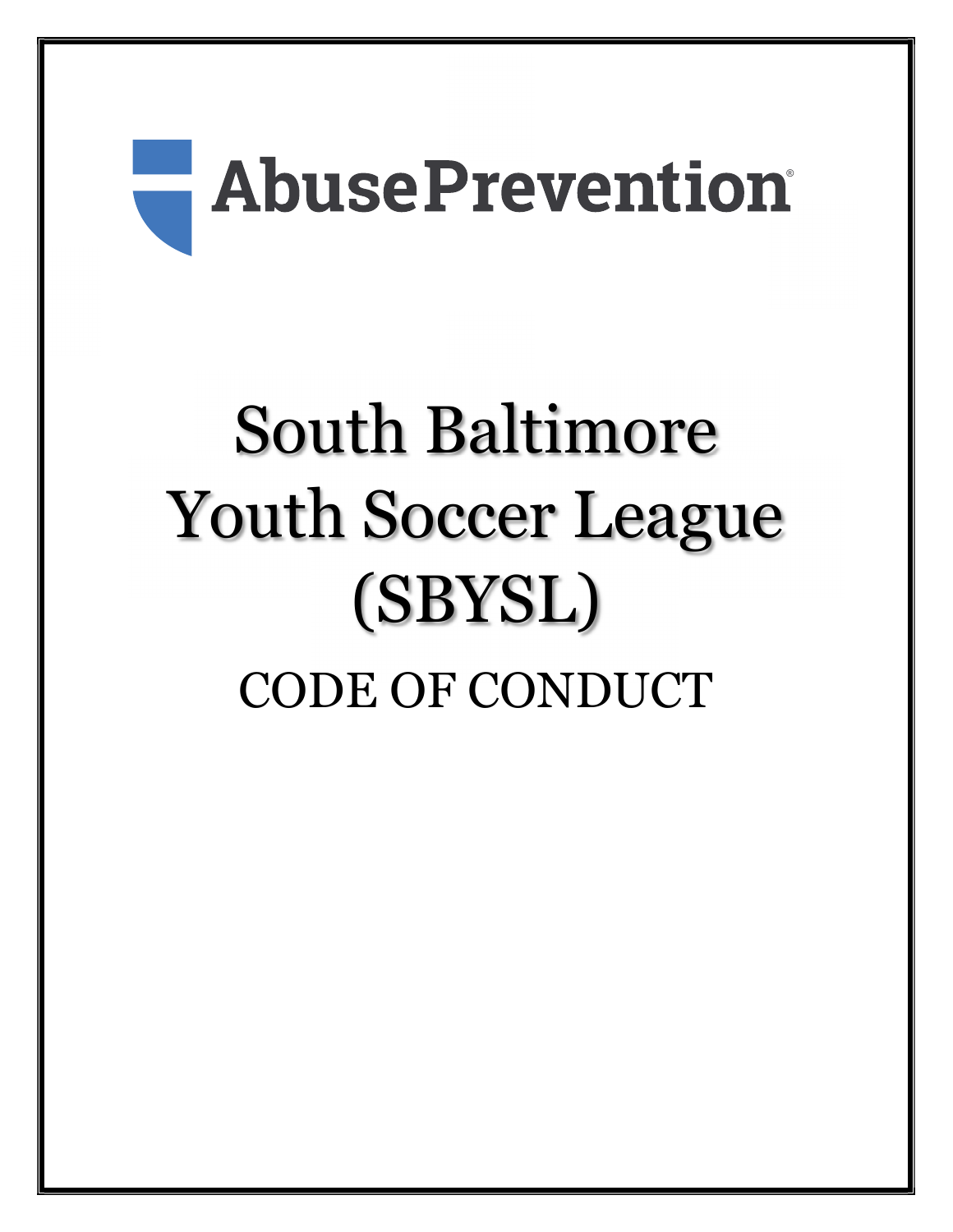AbusePrevention®

# South Baltimore Youth Soccer League (SBYSL)

## CODE OF CONDUCT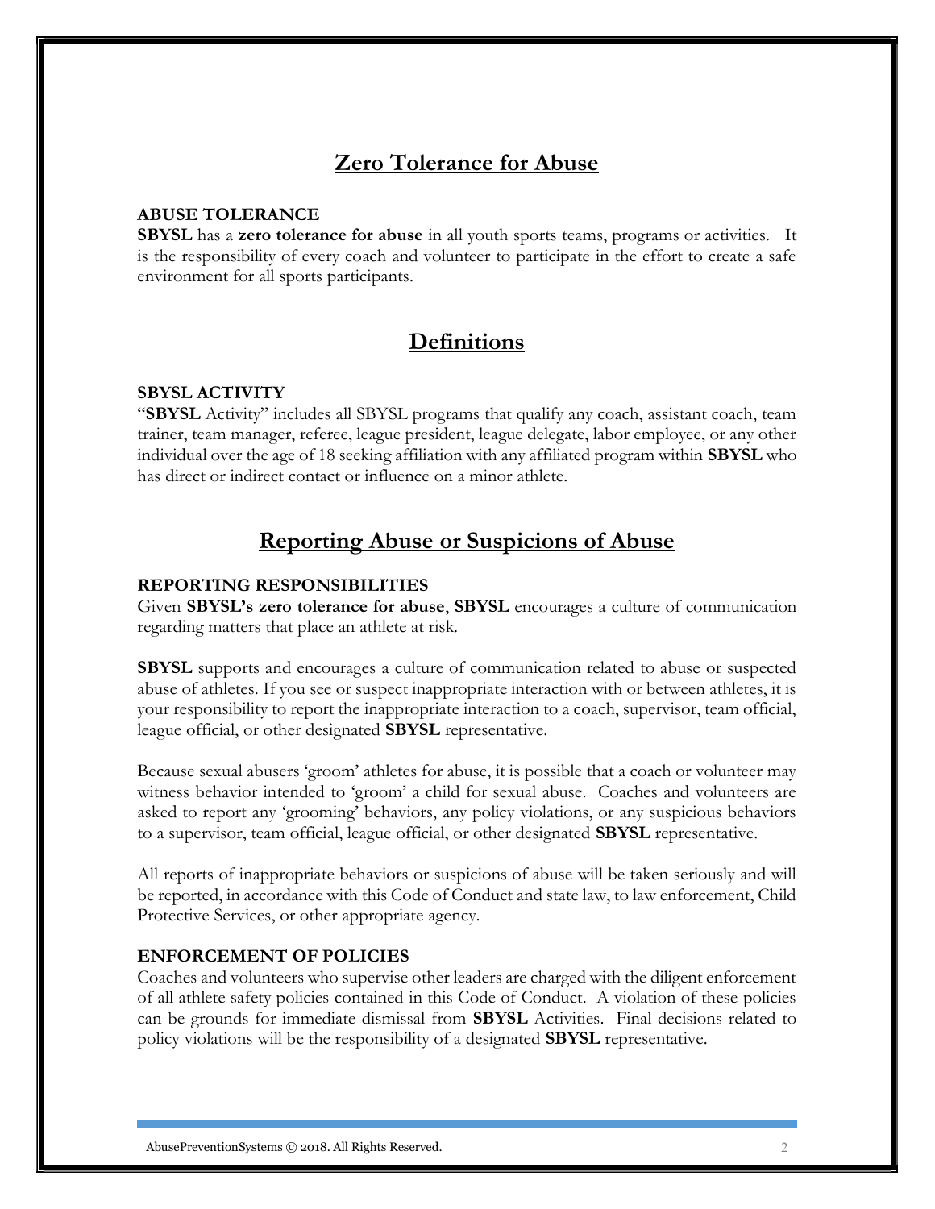## Zero Tolerance for Abuse

**ABUSE TOLERANCE**

**SBYSL** has a **zero tolerance for abuse** in all youth sports teams, programs or activities. It is the responsibility of every coach and volunteer to participate in the effort to create a safe environment for all sports participants.

## Definitions

**SBYSL ACTIVITY**

"**SBYSL** Activity" includes all SBYSL programs that qualify any coach, assistant coach, team trainer, team manager, referee, league president, league delegate, labor employee, or any other individual over the age of 18 seeking affiliation with any affiliated program within **SBYSL** who has direct or indirect contact or influence on a minor athlete.

## Reporting Abuse or Suspicions of Abuse

**REPORTING RESPONSIBILITIES**

Given **SBYSL's zero tolerance for abuse**, **SBYSL** encourages a culture of communication regarding matters that place an athlete at risk.

**SBYSL** supports and encourages a culture of communication related to abuse or suspected abuse of athletes. If you see or suspect inappropriate interaction with or between athletes, it is your responsibility to report the inappropriate interaction to a coach, supervisor, team official, league official, or other designated **SBYSL** representative.

Because sexual abusers 'groom' athletes for abuse, it is possible that a coach or volunteer may witness behavior intended to 'groom' a child for sexual abuse. Coaches and volunteers are asked to report any 'grooming' behaviors, any policy violations, or any suspicious behaviors to a supervisor, team official, league official, or other designated **SBYSL** representative.

All reports of inappropriate behaviors or suspicions of abuse will be taken seriously and will be reported, in accordance with this Code of Conduct and state law, to law enforcement, Child Protective Services, or other appropriate agency.

**ENFORCEMENT OF POLICIES**

Coaches and volunteers who supervise other leaders are charged with the diligent enforcement of all athlete safety policies contained in this Code of Conduct. A violation of these policies can be grounds for immediate dismissal from **SBYSL** Activities. Final decisions related to policy violations will be the responsibility of a designated **SBYSL** representative.

AbusePreventionSystems © 2018. All Rights Reserved.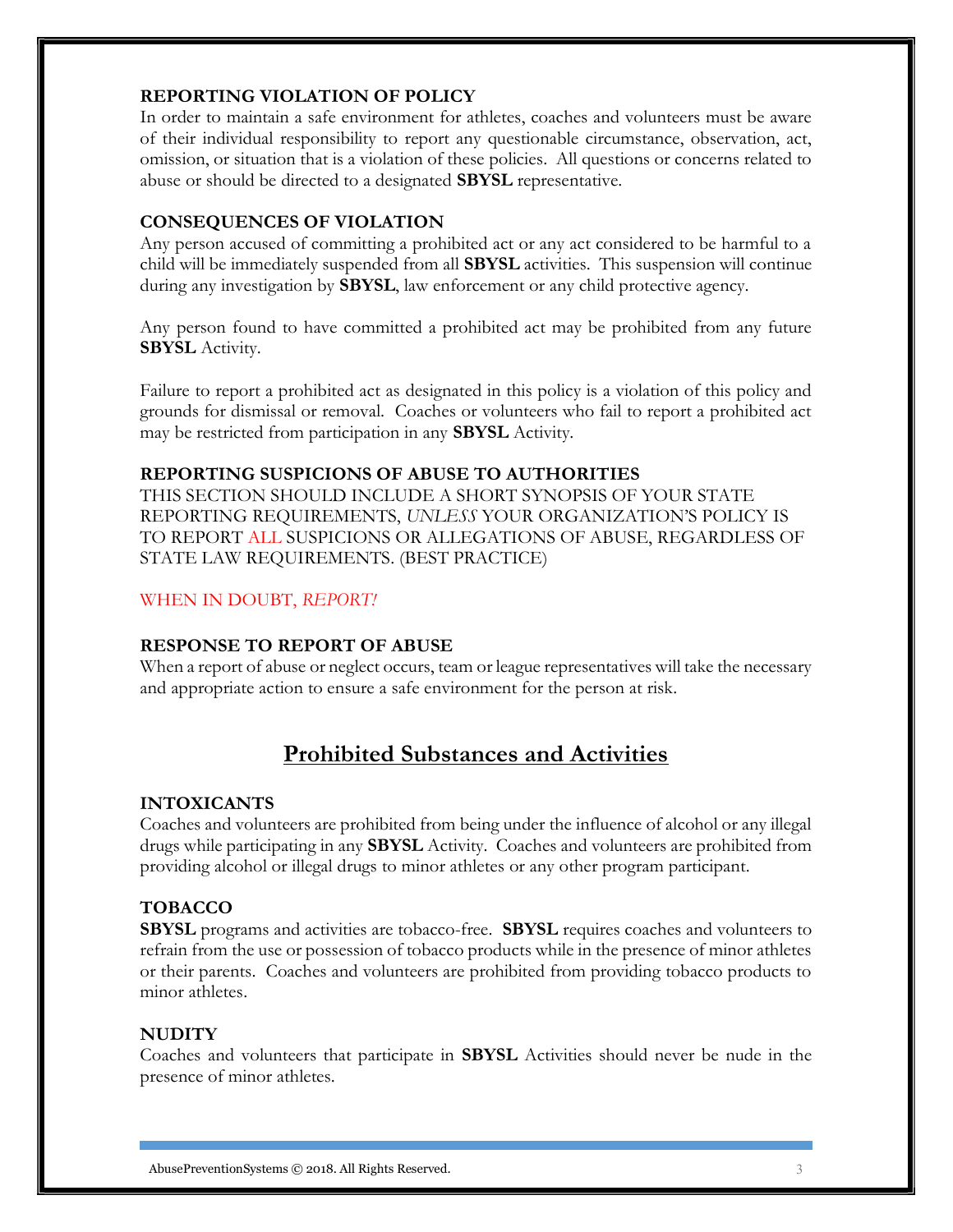### REPORTING VIOLATION OF POLICY

In order to maintain a safe environment for athletes, coaches and volunteers must be aware of their individual responsibility to report any questionable circumstance, observation, act, omission, or situation that is a violation of these policies. All questions or concerns related to abuse or should be directed to a designated **SBYSL** representative.

### CONSEQUENCES OF VIOLATION

Any person accused of committing a prohibited act or any act considered to be harmful to a child will be immediately suspended from all **SBYSL** activities. This suspension will continue during any investigation by **SBYSL**, law enforcement or any child protective agency.

Any person found to have committed a prohibited act may be prohibited from any future **SBYSL** Activity.

Failure to report a prohibited act as designated in this policy is a violation of this policy and grounds for dismissal or removal. Coaches or volunteers who fail to report a prohibited act may be restricted from participation in any **SBYSL** Activity.

### REPORTING SUSPICIONS OF ABUSE TO AUTHORITIES

THIS SECTION SHOULD INCLUDE A SHORT SYNOPSIS OF YOUR STATE REPORTING REQUIREMENTS, *UNLESS* YOUR ORGANIZATION'S POLICY IS TO REPORT ALL SUSPICIONS OR ALLEGATIONS OF ABUSE, REGARDLESS OF STATE LAW REQUIREMENTS. (BEST PRACTICE)

WHEN IN DOUBT, *REPORT!*

### RESPONSE TO REPORT OF ABUSE

When a report of abuse or neglect occurs, team or league representatives will take the necessary and appropriate action to ensure a safe environment for the person at risk.

## Prohibited Substances and Activities

### INTOXICANTS

Coaches and volunteers are prohibited from being under the influence of alcohol or any illegal drugs while participating in any **SBYSL** Activity. Coaches and volunteers are prohibited from providing alcohol or illegal drugs to minor athletes or any other program participant.

### TOBACCO

**SBYSL** programs and activities are tobacco-free. **SBYSL** requires coaches and volunteers to refrain from the use or possession of tobacco products while in the presence of minor athletes or their parents. Coaches and volunteers are prohibited from providing tobacco products to minor athletes.

### NUDITY

Coaches and volunteers that participate in **SBYSL** Activities should never be nude in the presence of minor athletes.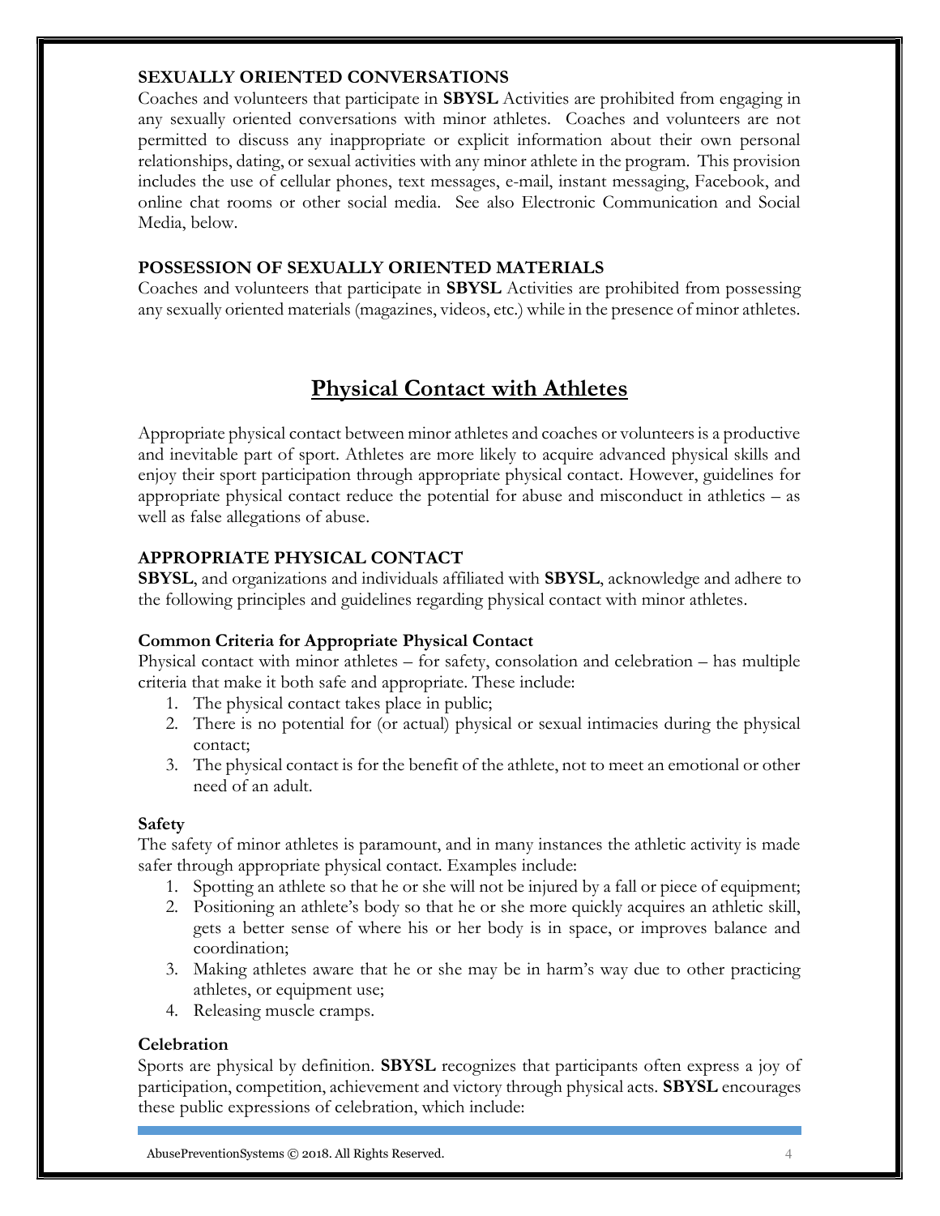### SEXUALLY ORIENTED CONVERSATIONS

Coaches and volunteers that participate in **SBYSL** Activities are prohibited from engaging in any sexually oriented conversations with minor athletes. Coaches and volunteers are not permitted to discuss any inappropriate or explicit information about their own personal relationships, dating, or sexual activities with any minor athlete in the program. This provision includes the use of cellular phones, text messages, e-mail, instant messaging, Facebook, and online chat rooms or other social media. See also Electronic Communication and Social Media, below.

### POSSESSION OF SEXUALLY ORIENTED MATERIALS

Coaches and volunteers that participate in **SBYSL** Activities are prohibited from possessing any sexually oriented materials (magazines, videos, etc.) while in the presence of minor athletes.

## Physical Contact with Athletes

Appropriate physical contact between minor athletes and coaches or volunteers is a productive and inevitable part of sport. Athletes are more likely to acquire advanced physical skills and enjoy their sport participation through appropriate physical contact. However, guidelines for appropriate physical contact reduce the potential for abuse and misconduct in athletics – as well as false allegations of abuse.

### APPROPRIATE PHYSICAL CONTACT

**SBYSL**, and organizations and individuals affiliated with **SBYSL**, acknowledge and adhere to the following principles and guidelines regarding physical contact with minor athletes.

#### Common Criteria for Appropriate Physical Contact

Physical contact with minor athletes – for safety, consolation and celebration – has multiple criteria that make it both safe and appropriate. These include:

1. The physical contact takes place in public;
2. There is no potential for (or actual) physical or sexual intimacies during the physical contact;
3. The physical contact is for the benefit of the athlete, not to meet an emotional or other need of an adult.

#### Safety

The safety of minor athletes is paramount, and in many instances the athletic activity is made safer through appropriate physical contact. Examples include:

1. Spotting an athlete so that he or she will not be injured by a fall or piece of equipment;
2. Positioning an athlete's body so that he or she more quickly acquires an athletic skill, gets a better sense of where his or her body is in space, or improves balance and coordination;
3. Making athletes aware that he or she may be in harm's way due to other practicing athletes, or equipment use;
4. Releasing muscle cramps.

#### Celebration

Sports are physical by definition. **SBYSL** recognizes that participants often express a joy of participation, competition, achievement and victory through physical acts. **SBYSL** encourages these public expressions of celebration, which include: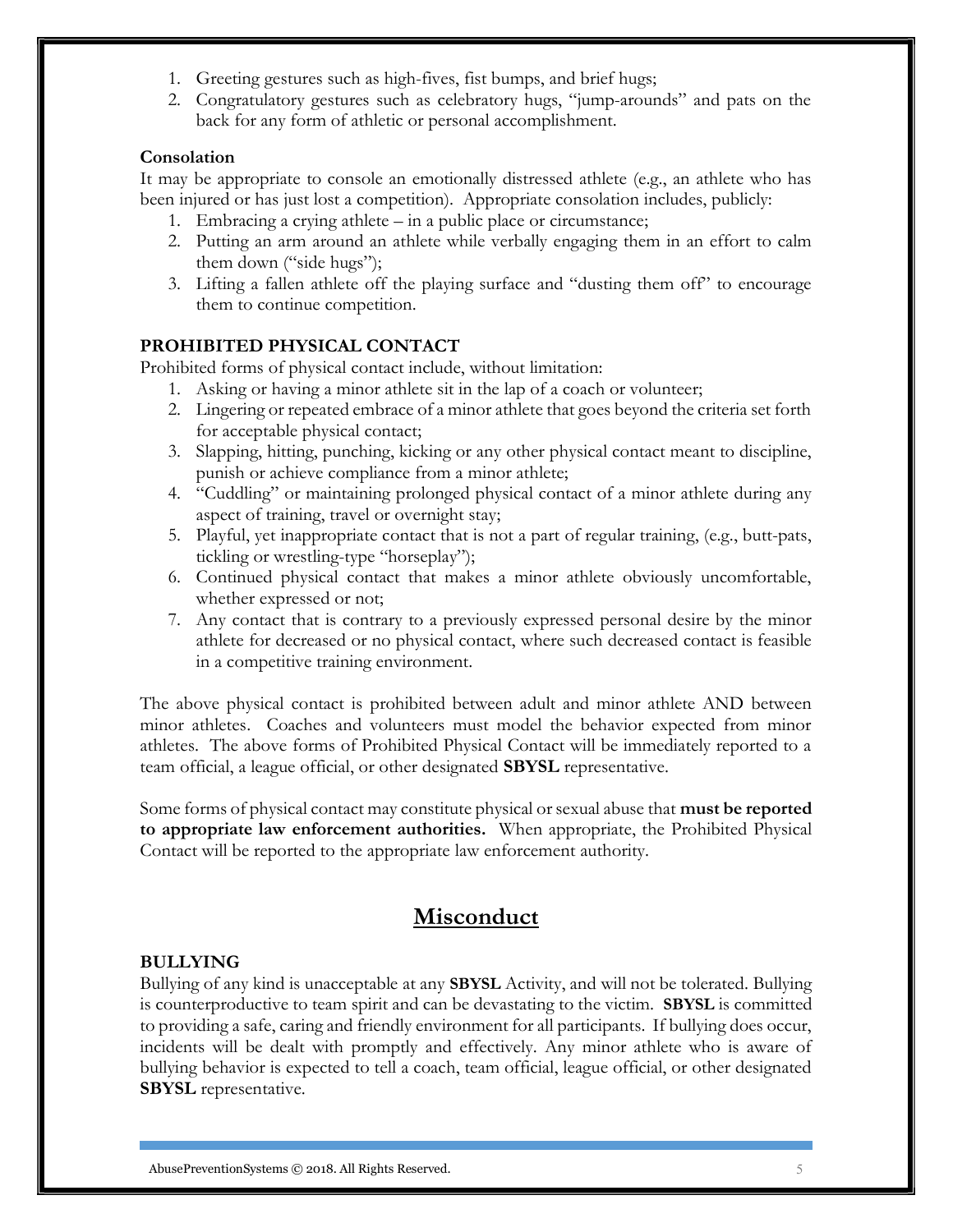1. Greeting gestures such as high-fives, fist bumps, and brief hugs;
2. Congratulatory gestures such as celebratory hugs, "jump-arounds" and pats on the back for any form of athletic or personal accomplishment.

**Consolation**

It may be appropriate to console an emotionally distressed athlete (e.g., an athlete who has been injured or has just lost a competition). Appropriate consolation includes, publicly:

1. Embracing a crying athlete – in a public place or circumstance;
2. Putting an arm around an athlete while verbally engaging them in an effort to calm them down ("side hugs");
3. Lifting a fallen athlete off the playing surface and "dusting them off" to encourage them to continue competition.

**PROHIBITED PHYSICAL CONTACT**

Prohibited forms of physical contact include, without limitation:

1. Asking or having a minor athlete sit in the lap of a coach or volunteer;
2. Lingering or repeated embrace of a minor athlete that goes beyond the criteria set forth for acceptable physical contact;
3. Slapping, hitting, punching, kicking or any other physical contact meant to discipline, punish or achieve compliance from a minor athlete;
4. "Cuddling" or maintaining prolonged physical contact of a minor athlete during any aspect of training, travel or overnight stay;
5. Playful, yet inappropriate contact that is not a part of regular training, (e.g., butt-pats, tickling or wrestling-type "horseplay");
6. Continued physical contact that makes a minor athlete obviously uncomfortable, whether expressed or not;
7. Any contact that is contrary to a previously expressed personal desire by the minor athlete for decreased or no physical contact, where such decreased contact is feasible in a competitive training environment.

The above physical contact is prohibited between adult and minor athlete AND between minor athletes. Coaches and volunteers must model the behavior expected from minor athletes. The above forms of Prohibited Physical Contact will be immediately reported to a team official, a league official, or other designated **SBYSL** representative.

Some forms of physical contact may constitute physical or sexual abuse that **must be reported to appropriate law enforcement authorities.** When appropriate, the Prohibited Physical Contact will be reported to the appropriate law enforcement authority.

## Misconduct

**BULLYING**

Bullying of any kind is unacceptable at any **SBYSL** Activity, and will not be tolerated. Bullying is counterproductive to team spirit and can be devastating to the victim. **SBYSL** is committed to providing a safe, caring and friendly environment for all participants. If bullying does occur, incidents will be dealt with promptly and effectively. Any minor athlete who is aware of bullying behavior is expected to tell a coach, team official, league official, or other designated **SBYSL** representative.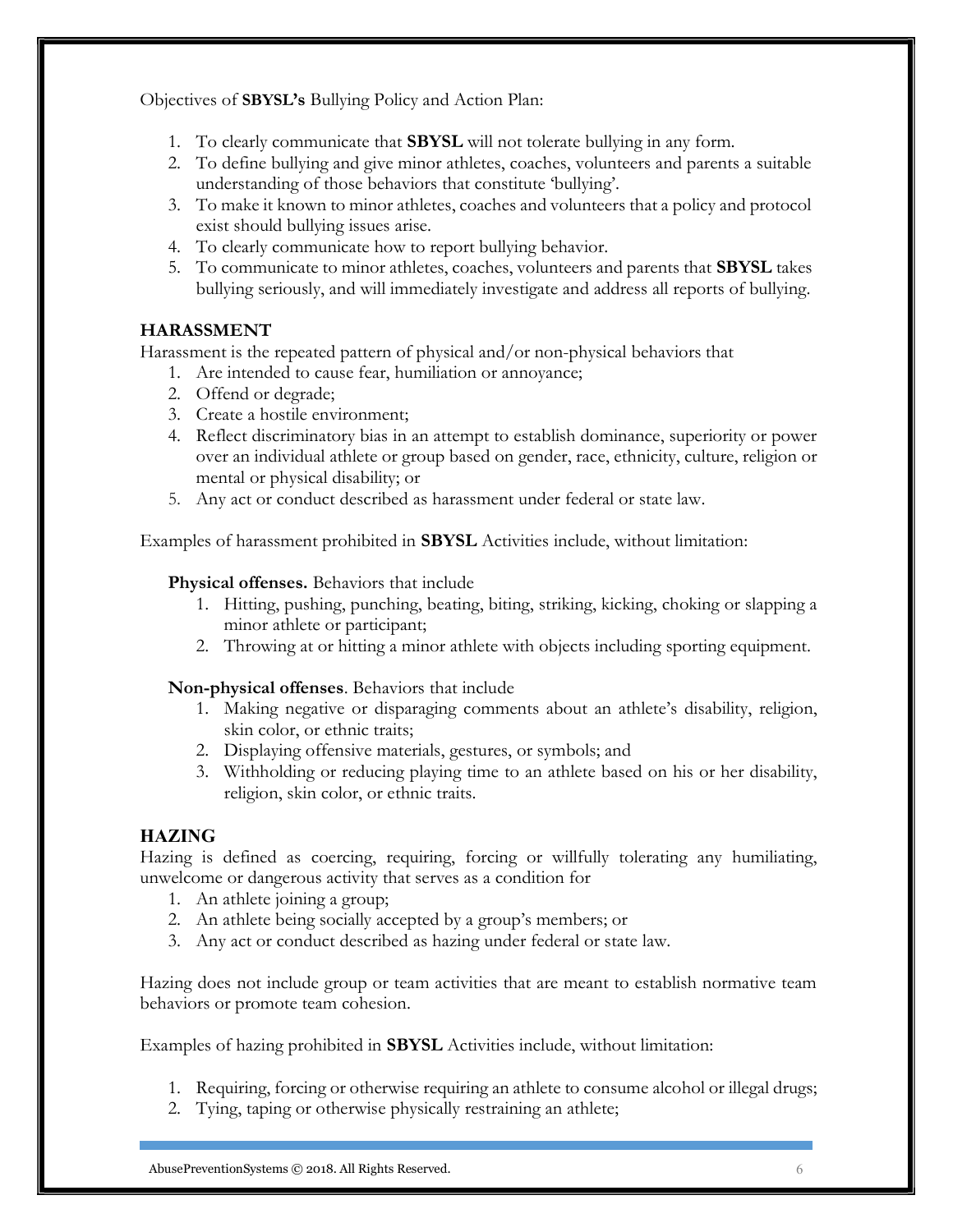Objectives of **SBYSL's** Bullying Policy and Action Plan:

1. To clearly communicate that **SBYSL** will not tolerate bullying in any form.
2. To define bullying and give minor athletes, coaches, volunteers and parents a suitable understanding of those behaviors that constitute 'bullying'.
3. To make it known to minor athletes, coaches and volunteers that a policy and protocol exist should bullying issues arise.
4. To clearly communicate how to report bullying behavior.
5. To communicate to minor athletes, coaches, volunteers and parents that **SBYSL** takes bullying seriously, and will immediately investigate and address all reports of bullying.

## HARASSMENT

Harassment is the repeated pattern of physical and/or non-physical behaviors that

1. Are intended to cause fear, humiliation or annoyance;
2. Offend or degrade;
3. Create a hostile environment;
4. Reflect discriminatory bias in an attempt to establish dominance, superiority or power over an individual athlete or group based on gender, race, ethnicity, culture, religion or mental or physical disability; or
5. Any act or conduct described as harassment under federal or state law.

Examples of harassment prohibited in **SBYSL** Activities include, without limitation:

**Physical offenses.** Behaviors that include

1. Hitting, pushing, punching, beating, biting, striking, kicking, choking or slapping a minor athlete or participant;
2. Throwing at or hitting a minor athlete with objects including sporting equipment.

**Non-physical offenses**. Behaviors that include

1. Making negative or disparaging comments about an athlete's disability, religion, skin color, or ethnic traits;
2. Displaying offensive materials, gestures, or symbols; and
3. Withholding or reducing playing time to an athlete based on his or her disability, religion, skin color, or ethnic traits.

## HAZING

Hazing is defined as coercing, requiring, forcing or willfully tolerating any humiliating, unwelcome or dangerous activity that serves as a condition for

1. An athlete joining a group;
2. An athlete being socially accepted by a group's members; or
3. Any act or conduct described as hazing under federal or state law.

Hazing does not include group or team activities that are meant to establish normative team behaviors or promote team cohesion.

Examples of hazing prohibited in **SBYSL** Activities include, without limitation:

1. Requiring, forcing or otherwise requiring an athlete to consume alcohol or illegal drugs;
2. Tying, taping or otherwise physically restraining an athlete;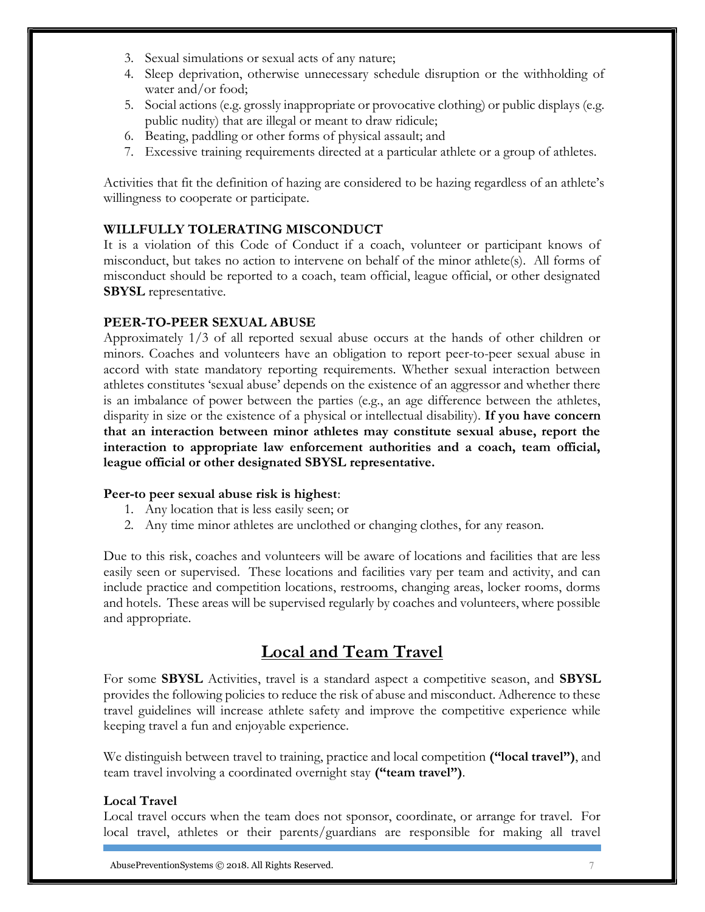3. Sexual simulations or sexual acts of any nature;
4. Sleep deprivation, otherwise unnecessary schedule disruption or the withholding of water and/or food;
5. Social actions (e.g. grossly inappropriate or provocative clothing) or public displays (e.g. public nudity) that are illegal or meant to draw ridicule;
6. Beating, paddling or other forms of physical assault; and
7. Excessive training requirements directed at a particular athlete or a group of athletes.

Activities that fit the definition of hazing are considered to be hazing regardless of an athlete's willingness to cooperate or participate.

**WILLFULLY TOLERATING MISCONDUCT**

It is a violation of this Code of Conduct if a coach, volunteer or participant knows of misconduct, but takes no action to intervene on behalf of the minor athlete(s). All forms of misconduct should be reported to a coach, team official, league official, or other designated **SBYSL** representative.

**PEER-TO-PEER SEXUAL ABUSE**

Approximately 1/3 of all reported sexual abuse occurs at the hands of other children or minors. Coaches and volunteers have an obligation to report peer-to-peer sexual abuse in accord with state mandatory reporting requirements. Whether sexual interaction between athletes constitutes 'sexual abuse' depends on the existence of an aggressor and whether there is an imbalance of power between the parties (e.g., an age difference between the athletes, disparity in size or the existence of a physical or intellectual disability). **If you have concern that an interaction between minor athletes may constitute sexual abuse, report the interaction to appropriate law enforcement authorities and a coach, team official, league official or other designated SBYSL representative.**

**Peer-to peer sexual abuse risk is highest**:

1. Any location that is less easily seen; or
2. Any time minor athletes are unclothed or changing clothes, for any reason.

Due to this risk, coaches and volunteers will be aware of locations and facilities that are less easily seen or supervised. These locations and facilities vary per team and activity, and can include practice and competition locations, restrooms, changing areas, locker rooms, dorms and hotels. These areas will be supervised regularly by coaches and volunteers, where possible and appropriate.

## Local and Team Travel

For some **SBYSL** Activities, travel is a standard aspect a competitive season, and **SBYSL** provides the following policies to reduce the risk of abuse and misconduct. Adherence to these travel guidelines will increase athlete safety and improve the competitive experience while keeping travel a fun and enjoyable experience.

We distinguish between travel to training, practice and local competition **("local travel")**, and team travel involving a coordinated overnight stay **("team travel")**.

**Local Travel**

Local travel occurs when the team does not sponsor, coordinate, or arrange for travel. For local travel, athletes or their parents/guardians are responsible for making all travel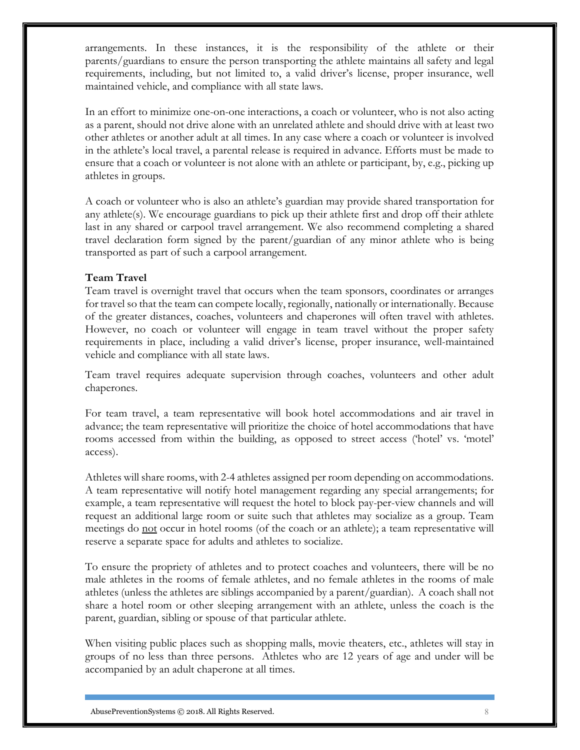arrangements. In these instances, it is the responsibility of the athlete or their parents/guardians to ensure the person transporting the athlete maintains all safety and legal requirements, including, but not limited to, a valid driver's license, proper insurance, well maintained vehicle, and compliance with all state laws.

In an effort to minimize one-on-one interactions, a coach or volunteer, who is not also acting as a parent, should not drive alone with an unrelated athlete and should drive with at least two other athletes or another adult at all times. In any case where a coach or volunteer is involved in the athlete's local travel, a parental release is required in advance. Efforts must be made to ensure that a coach or volunteer is not alone with an athlete or participant, by, e.g., picking up athletes in groups.

A coach or volunteer who is also an athlete's guardian may provide shared transportation for any athlete(s). We encourage guardians to pick up their athlete first and drop off their athlete last in any shared or carpool travel arrangement. We also recommend completing a shared travel declaration form signed by the parent/guardian of any minor athlete who is being transported as part of such a carpool arrangement.

**Team Travel**

Team travel is overnight travel that occurs when the team sponsors, coordinates or arranges for travel so that the team can compete locally, regionally, nationally or internationally. Because of the greater distances, coaches, volunteers and chaperones will often travel with athletes. However, no coach or volunteer will engage in team travel without the proper safety requirements in place, including a valid driver's license, proper insurance, well-maintained vehicle and compliance with all state laws.

Team travel requires adequate supervision through coaches, volunteers and other adult chaperones.

For team travel, a team representative will book hotel accommodations and air travel in advance; the team representative will prioritize the choice of hotel accommodations that have rooms accessed from within the building, as opposed to street access ('hotel' vs. 'motel' access).

Athletes will share rooms, with 2-4 athletes assigned per room depending on accommodations. A team representative will notify hotel management regarding any special arrangements; for example, a team representative will request the hotel to block pay-per-view channels and will request an additional large room or suite such that athletes may socialize as a group. Team meetings do <u>not</u> occur in hotel rooms (of the coach or an athlete); a team representative will reserve a separate space for adults and athletes to socialize.

To ensure the propriety of athletes and to protect coaches and volunteers, there will be no male athletes in the rooms of female athletes, and no female athletes in the rooms of male athletes (unless the athletes are siblings accompanied by a parent/guardian). A coach shall not share a hotel room or other sleeping arrangement with an athlete, unless the coach is the parent, guardian, sibling or spouse of that particular athlete.

When visiting public places such as shopping malls, movie theaters, etc., athletes will stay in groups of no less than three persons. Athletes who are 12 years of age and under will be accompanied by an adult chaperone at all times.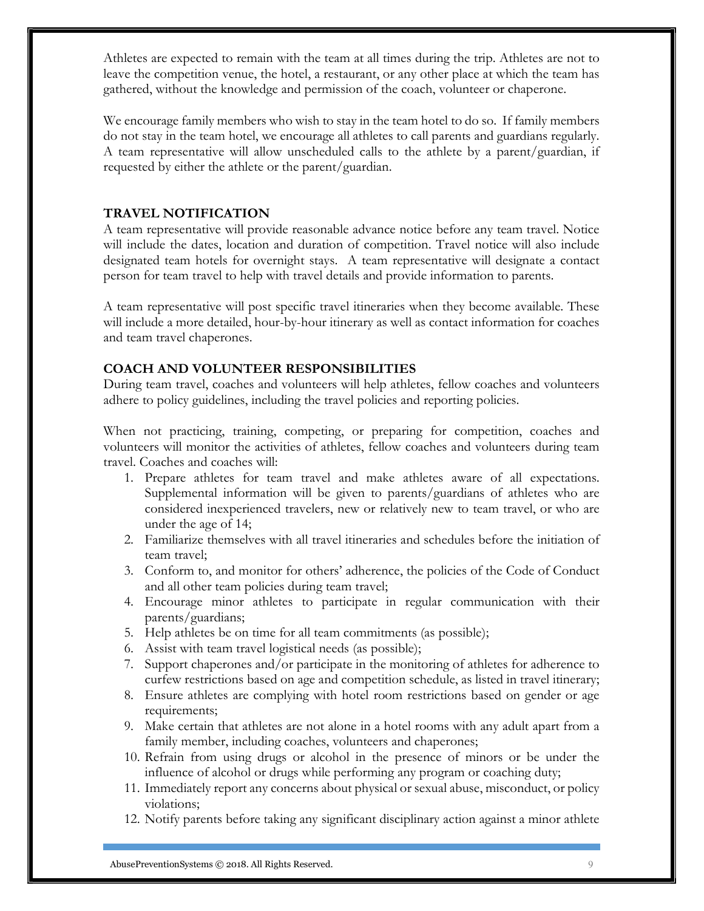Athletes are expected to remain with the team at all times during the trip. Athletes are not to leave the competition venue, the hotel, a restaurant, or any other place at which the team has gathered, without the knowledge and permission of the coach, volunteer or chaperone.

We encourage family members who wish to stay in the team hotel to do so. If family members do not stay in the team hotel, we encourage all athletes to call parents and guardians regularly. A team representative will allow unscheduled calls to the athlete by a parent/guardian, if requested by either the athlete or the parent/guardian.

## TRAVEL NOTIFICATION

A team representative will provide reasonable advance notice before any team travel. Notice will include the dates, location and duration of competition. Travel notice will also include designated team hotels for overnight stays. A team representative will designate a contact person for team travel to help with travel details and provide information to parents.

A team representative will post specific travel itineraries when they become available. These will include a more detailed, hour-by-hour itinerary as well as contact information for coaches and team travel chaperones.

## COACH AND VOLUNTEER RESPONSIBILITIES

During team travel, coaches and volunteers will help athletes, fellow coaches and volunteers adhere to policy guidelines, including the travel policies and reporting policies.

When not practicing, training, competing, or preparing for competition, coaches and volunteers will monitor the activities of athletes, fellow coaches and volunteers during team travel. Coaches and coaches will:

1. Prepare athletes for team travel and make athletes aware of all expectations. Supplemental information will be given to parents/guardians of athletes who are considered inexperienced travelers, new or relatively new to team travel, or who are under the age of 14;
2. Familiarize themselves with all travel itineraries and schedules before the initiation of team travel;
3. Conform to, and monitor for others' adherence, the policies of the Code of Conduct and all other team policies during team travel;
4. Encourage minor athletes to participate in regular communication with their parents/guardians;
5. Help athletes be on time for all team commitments (as possible);
6. Assist with team travel logistical needs (as possible);
7. Support chaperones and/or participate in the monitoring of athletes for adherence to curfew restrictions based on age and competition schedule, as listed in travel itinerary;
8. Ensure athletes are complying with hotel room restrictions based on gender or age requirements;
9. Make certain that athletes are not alone in a hotel rooms with any adult apart from a family member, including coaches, volunteers and chaperones;
10. Refrain from using drugs or alcohol in the presence of minors or be under the influence of alcohol or drugs while performing any program or coaching duty;
11. Immediately report any concerns about physical or sexual abuse, misconduct, or policy violations;
12. Notify parents before taking any significant disciplinary action against a minor athlete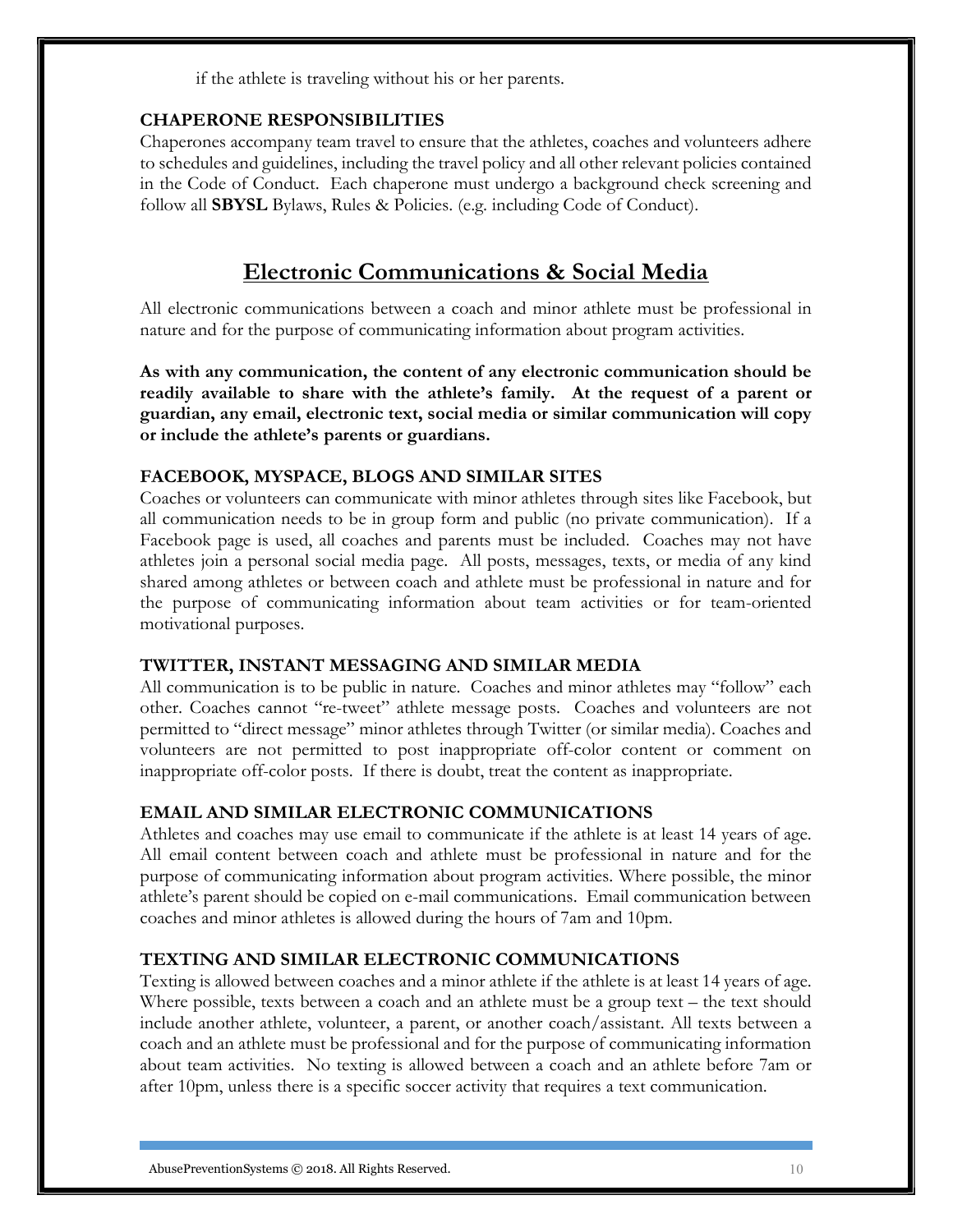if the athlete is traveling without his or her parents.

### CHAPERONE RESPONSIBILITIES

Chaperones accompany team travel to ensure that the athletes, coaches and volunteers adhere to schedules and guidelines, including the travel policy and all other relevant policies contained in the Code of Conduct. Each chaperone must undergo a background check screening and follow all **SBYSL** Bylaws, Rules & Policies. (e.g. including Code of Conduct).

## Electronic Communications & Social Media

All electronic communications between a coach and minor athlete must be professional in nature and for the purpose of communicating information about program activities.

**As with any communication, the content of any electronic communication should be readily available to share with the athlete's family. At the request of a parent or guardian, any email, electronic text, social media or similar communication will copy or include the athlete's parents or guardians.**

### FACEBOOK, MYSPACE, BLOGS AND SIMILAR SITES

Coaches or volunteers can communicate with minor athletes through sites like Facebook, but all communication needs to be in group form and public (no private communication). If a Facebook page is used, all coaches and parents must be included. Coaches may not have athletes join a personal social media page. All posts, messages, texts, or media of any kind shared among athletes or between coach and athlete must be professional in nature and for the purpose of communicating information about team activities or for team-oriented motivational purposes.

### TWITTER, INSTANT MESSAGING AND SIMILAR MEDIA

All communication is to be public in nature. Coaches and minor athletes may "follow" each other. Coaches cannot "re-tweet" athlete message posts. Coaches and volunteers are not permitted to "direct message" minor athletes through Twitter (or similar media). Coaches and volunteers are not permitted to post inappropriate off-color content or comment on inappropriate off-color posts. If there is doubt, treat the content as inappropriate.

### EMAIL AND SIMILAR ELECTRONIC COMMUNICATIONS

Athletes and coaches may use email to communicate if the athlete is at least 14 years of age. All email content between coach and athlete must be professional in nature and for the purpose of communicating information about program activities. Where possible, the minor athlete's parent should be copied on e-mail communications. Email communication between coaches and minor athletes is allowed during the hours of 7am and 10pm.

### TEXTING AND SIMILAR ELECTRONIC COMMUNICATIONS

Texting is allowed between coaches and a minor athlete if the athlete is at least 14 years of age. Where possible, texts between a coach and an athlete must be a group text – the text should include another athlete, volunteer, a parent, or another coach/assistant. All texts between a coach and an athlete must be professional and for the purpose of communicating information about team activities. No texting is allowed between a coach and an athlete before 7am or after 10pm, unless there is a specific soccer activity that requires a text communication.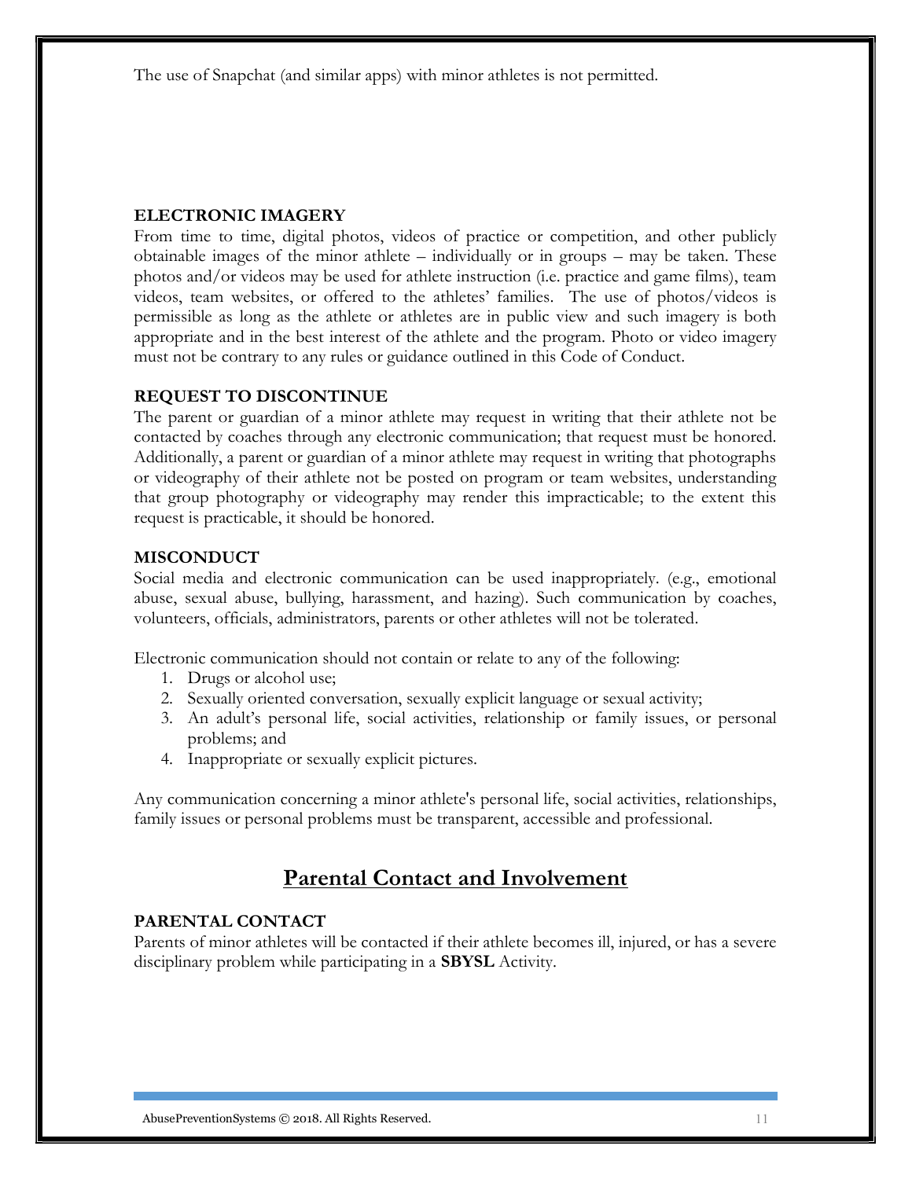The use of Snapchat (and similar apps) with minor athletes is not permitted.

### ELECTRONIC IMAGERY

From time to time, digital photos, videos of practice or competition, and other publicly obtainable images of the minor athlete – individually or in groups – may be taken. These photos and/or videos may be used for athlete instruction (i.e. practice and game films), team videos, team websites, or offered to the athletes' families. The use of photos/videos is permissible as long as the athlete or athletes are in public view and such imagery is both appropriate and in the best interest of the athlete and the program. Photo or video imagery must not be contrary to any rules or guidance outlined in this Code of Conduct.

### REQUEST TO DISCONTINUE

The parent or guardian of a minor athlete may request in writing that their athlete not be contacted by coaches through any electronic communication; that request must be honored. Additionally, a parent or guardian of a minor athlete may request in writing that photographs or videography of their athlete not be posted on program or team websites, understanding that group photography or videography may render this impracticable; to the extent this request is practicable, it should be honored.

### MISCONDUCT

Social media and electronic communication can be used inappropriately. (e.g., emotional abuse, sexual abuse, bullying, harassment, and hazing). Such communication by coaches, volunteers, officials, administrators, parents or other athletes will not be tolerated.

Electronic communication should not contain or relate to any of the following:

1. Drugs or alcohol use;
2. Sexually oriented conversation, sexually explicit language or sexual activity;
3. An adult's personal life, social activities, relationship or family issues, or personal problems; and
4. Inappropriate or sexually explicit pictures.

Any communication concerning a minor athlete's personal life, social activities, relationships, family issues or personal problems must be transparent, accessible and professional.

## Parental Contact and Involvement

### PARENTAL CONTACT

Parents of minor athletes will be contacted if their athlete becomes ill, injured, or has a severe disciplinary problem while participating in a **SBYSL** Activity.